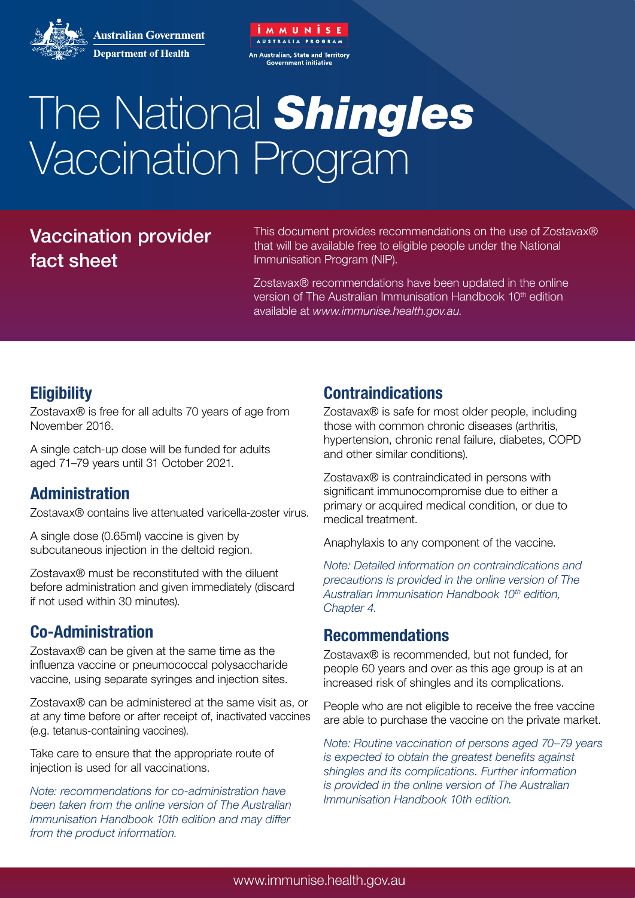Australian Government
Department of Health

IMMUNISE AUSTRALIA PROGRAM
An Australian, State and Territory Government initiative

# The National *Shingles* Vaccination Program

## Vaccination provider fact sheet

This document provides recommendations on the use of Zostavax® that will be available free to eligible people under the National Immunisation Program (NIP).

Zostavax® recommendations have been updated in the online version of The Australian Immunisation Handbook 10th edition available at *www.immunise.health.gov.au.*

### Eligibility

Zostavax® is free for all adults 70 years of age from November 2016.

A single catch-up dose will be funded for adults aged 71–79 years until 31 October 2021.

### Administration

Zostavax® contains live attenuated varicella-zoster virus.

A single dose (0.65ml) vaccine is given by subcutaneous injection in the deltoid region.

Zostavax® must be reconstituted with the diluent before administration and given immediately (discard if not used within 30 minutes).

### Co-Administration

Zostavax® can be given at the same time as the influenza vaccine or pneumococcal polysaccharide vaccine, using separate syringes and injection sites.

Zostavax® can be administered at the same visit as, or at any time before or after receipt of, inactivated vaccines (e.g. tetanus-containing vaccines).

Take care to ensure that the appropriate route of injection is used for all vaccinations.

*Note: recommendations for co-administration have been taken from the online version of The Australian Immunisation Handbook 10th edition and may differ from the product information.*

### Contraindications

Zostavax® is safe for most older people, including those with common chronic diseases (arthritis, hypertension, chronic renal failure, diabetes, COPD and other similar conditions).

Zostavax® is contraindicated in persons with significant immunocompromise due to either a primary or acquired medical condition, or due to medical treatment.

Anaphylaxis to any component of the vaccine.

*Note: Detailed information on contraindications and precautions is provided in the online version of The Australian Immunisation Handbook 10th edition, Chapter 4.*

### Recommendations

Zostavax® is recommended, but not funded, for people 60 years and over as this age group is at an increased risk of shingles and its complications.

People who are not eligible to receive the free vaccine are able to purchase the vaccine on the private market.

*Note: Routine vaccination of persons aged 70–79 years is expected to obtain the greatest benefits against shingles and its complications. Further information is provided in the online version of The Australian Immunisation Handbook 10th edition.*

www.immunise.health.gov.au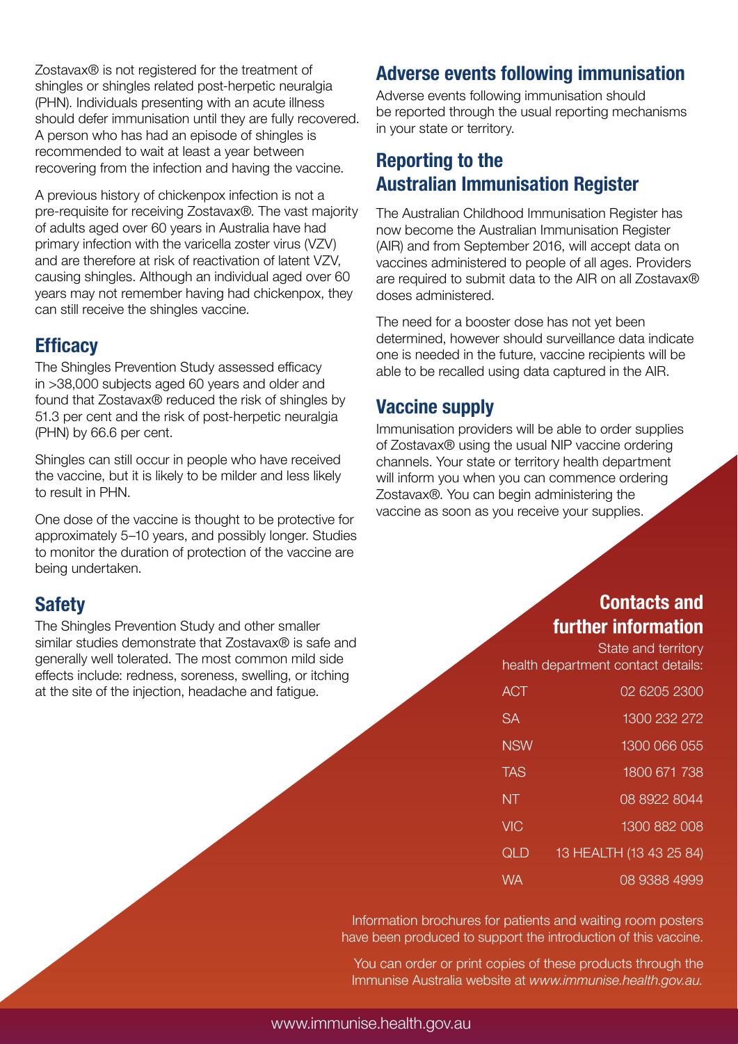Zostavax® is not registered for the treatment of shingles or shingles related post-herpetic neuralgia (PHN). Individuals presenting with an acute illness should defer immunisation until they are fully recovered. A person who has had an episode of shingles is recommended to wait at least a year between recovering from the infection and having the vaccine.

A previous history of chickenpox infection is not a pre-requisite for receiving Zostavax®. The vast majority of adults aged over 60 years in Australia have had primary infection with the varicella zoster virus (VZV) and are therefore at risk of reactivation of latent VZV, causing shingles. Although an individual aged over 60 years may not remember having had chickenpox, they can still receive the shingles vaccine.

## Efficacy

The Shingles Prevention Study assessed efficacy in >38,000 subjects aged 60 years and older and found that Zostavax® reduced the risk of shingles by 51.3 per cent and the risk of post-herpetic neuralgia (PHN) by 66.6 per cent.

Shingles can still occur in people who have received the vaccine, but it is likely to be milder and less likely to result in PHN.

One dose of the vaccine is thought to be protective for approximately 5–10 years, and possibly longer. Studies to monitor the duration of protection of the vaccine are being undertaken.

## Safety

The Shingles Prevention Study and other smaller similar studies demonstrate that Zostavax® is safe and generally well tolerated. The most common mild side effects include: redness, soreness, swelling, or itching at the site of the injection, headache and fatigue.

## Adverse events following immunisation

Adverse events following immunisation should be reported through the usual reporting mechanisms in your state or territory.

## Reporting to the Australian Immunisation Register

The Australian Childhood Immunisation Register has now become the Australian Immunisation Register (AIR) and from September 2016, will accept data on vaccines administered to people of all ages. Providers are required to submit data to the AIR on all Zostavax® doses administered.

The need for a booster dose has not yet been determined, however should surveillance data indicate one is needed in the future, vaccine recipients will be able to be recalled using data captured in the AIR.

## Vaccine supply

Immunisation providers will be able to order supplies of Zostavax® using the usual NIP vaccine ordering channels. Your state or territory health department will inform you when you can commence ordering Zostavax®. You can begin administering the vaccine as soon as you receive your supplies.

## Contacts and further information

State and territory health department contact details:

| | |
|---|---|
| ACT | 02 6205 2300 |
| SA | 1300 232 272 |
| NSW | 1300 066 055 |
| TAS | 1800 671 738 |
| NT | 08 8922 8044 |
| VIC | 1300 882 008 |
| QLD | 13 HEALTH (13 43 25 84) |
| WA | 08 9388 4999 |

Information brochures for patients and waiting room posters have been produced to support the introduction of this vaccine.

You can order or print copies of these products through the Immunise Australia website at *www.immunise.health.gov.au.*

www.immunise.health.gov.au